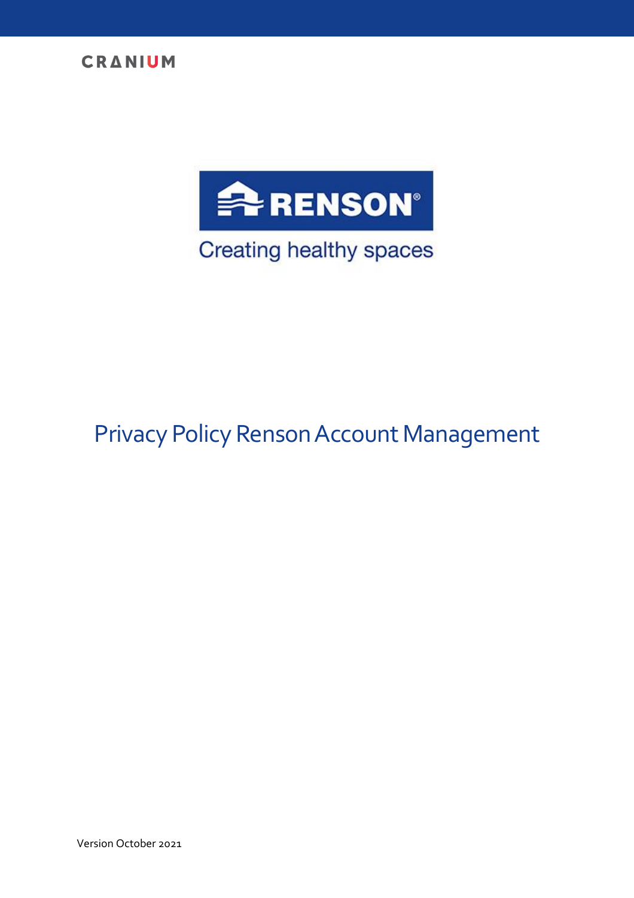CRANIUM

RENSON

Creating healthy spaces

# Privacy Policy Renson Account Management

Version October 2021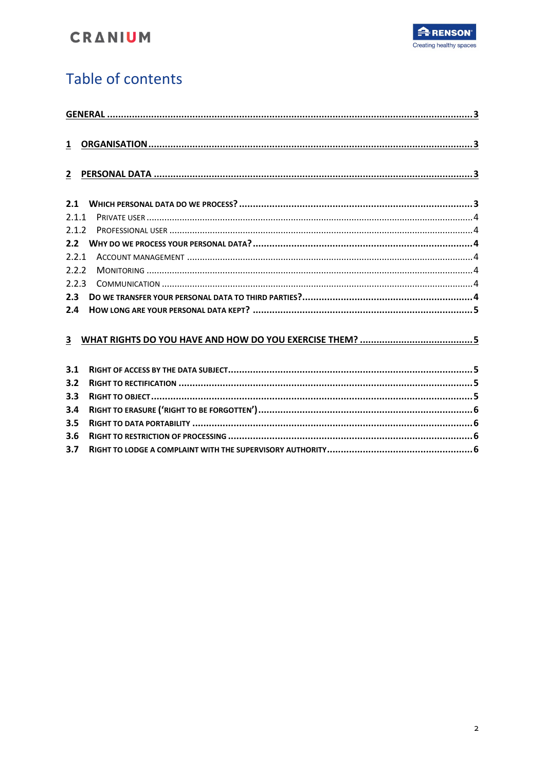# Table of contents

GENERAL ..................................................................................................................................3

1 ORGANISATION .......................................................................................................................3

2 PERSONAL DATA .....................................................................................................................3

2.1 WHICH PERSONAL DATA DO WE PROCESS? ...............................................................................3
2.1.1 PRIVATE USER .................................................................................................................4
2.1.2 PROFESSIONAL USER .......................................................................................................4
2.2 WHY DO WE PROCESS YOUR PERSONAL DATA? .........................................................................4
2.2.1 ACCOUNT MANAGEMENT ................................................................................................4
2.2.2 MONITORING ..................................................................................................................4
2.2.3 COMMUNICATION ...........................................................................................................4
2.3 DO WE TRANSFER YOUR PERSONAL DATA TO THIRD PARTIES? ....................................................4
2.4 HOW LONG ARE YOUR PERSONAL DATA KEPT? ...........................................................................5

3 WHAT RIGHTS DO YOU HAVE AND HOW DO YOU EXERCISE THEM? .............................................5

3.1 RIGHT OF ACCESS BY THE DATA SUBJECT .....................................................................................5
3.2 RIGHT TO RECTIFICATION ...........................................................................................................5
3.3 RIGHT TO OBJECT ......................................................................................................................5
3.4 RIGHT TO ERASURE (‘RIGHT TO BE FORGOTTEN’) ..........................................................................6
3.5 RIGHT TO DATA PORTABILITY ......................................................................................................6
3.6 RIGHT TO RESTRICTION OF PROCESSING .......................................................................................6
3.7 RIGHT TO LODGE A COMPLAINT WITH THE SUPERVISORY AUTHORITY ..............................................6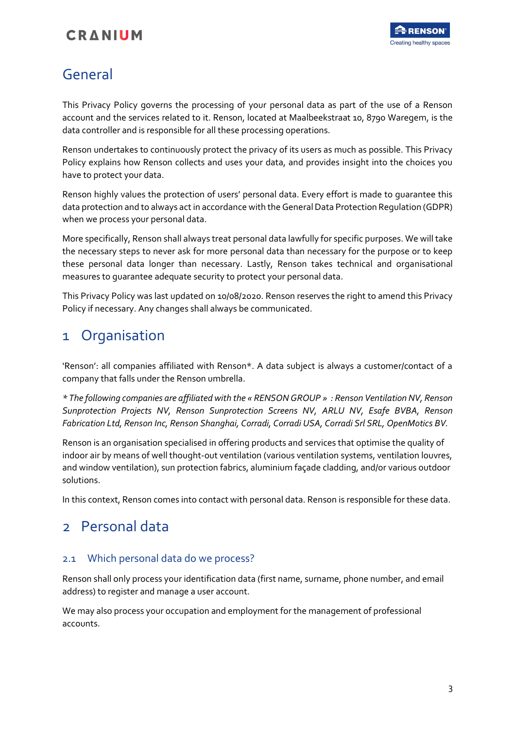# General

This Privacy Policy governs the processing of your personal data as part of the use of a Renson account and the services related to it. Renson, located at Maalbeekstraat 10, 8790 Waregem, is the data controller and is responsible for all these processing operations.

Renson undertakes to continuously protect the privacy of its users as much as possible. This Privacy Policy explains how Renson collects and uses your data, and provides insight into the choices you have to protect your data.

Renson highly values the protection of users' personal data. Every effort is made to guarantee this data protection and to always act in accordance with the General Data Protection Regulation (GDPR) when we process your personal data.

More specifically, Renson shall always treat personal data lawfully for specific purposes. We will take the necessary steps to never ask for more personal data than necessary for the purpose or to keep these personal data longer than necessary. Lastly, Renson takes technical and organisational measures to guarantee adequate security to protect your personal data.

This Privacy Policy was last updated on 10/08/2020. Renson reserves the right to amend this Privacy Policy if necessary. Any changes shall always be communicated.

# 1 Organisation

'Renson': all companies affiliated with Renson*. A data subject is always a customer/contact of a company that falls under the Renson umbrella.

*\* The following companies are affiliated with the « RENSON GROUP » : Renson Ventilation NV, Renson Sunprotection Projects NV, Renson Sunprotection Screens NV, ARLU NV, Esafe BVBA, Renson Fabrication Ltd, Renson Inc, Renson Shanghai, Corradi, Corradi USA, Corradi Srl SRL, OpenMotics BV.*

Renson is an organisation specialised in offering products and services that optimise the quality of indoor air by means of well thought-out ventilation (various ventilation systems, ventilation louvres, and window ventilation), sun protection fabrics, aluminium façade cladding, and/or various outdoor solutions.

In this context, Renson comes into contact with personal data. Renson is responsible for these data.

# 2 Personal data

## 2.1 Which personal data do we process?

Renson shall only process your identification data (first name, surname, phone number, and email address) to register and manage a user account.

We may also process your occupation and employment for the management of professional accounts.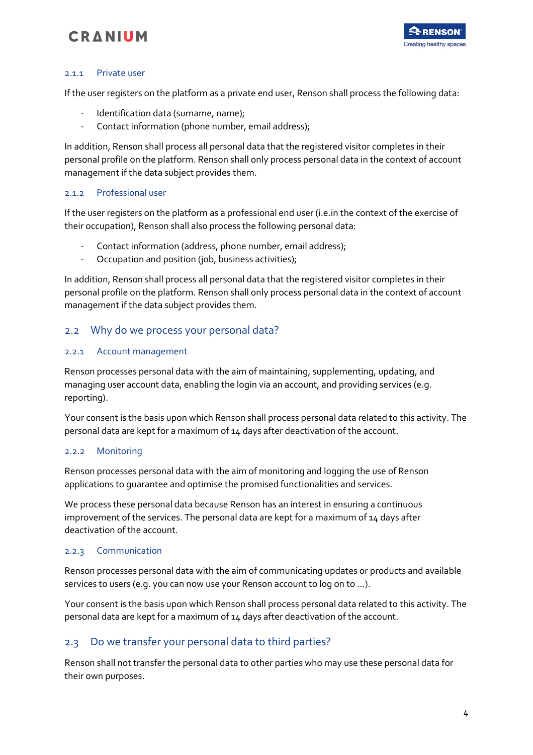#### 2.1.1 Private user

If the user registers on the platform as a private end user, Renson shall process the following data:

- Identification data (surname, name);
- Contact information (phone number, email address);

In addition, Renson shall process all personal data that the registered visitor completes in their personal profile on the platform. Renson shall only process personal data in the context of account management if the data subject provides them.

#### 2.1.2 Professional user

If the user registers on the platform as a professional end user (i.e.in the context of the exercise of their occupation), Renson shall also process the following personal data:

- Contact information (address, phone number, email address);
- Occupation and position (job, business activities);

In addition, Renson shall process all personal data that the registered visitor completes in their personal profile on the platform. Renson shall only process personal data in the context of account management if the data subject provides them.

### 2.2 Why do we process your personal data?

#### 2.2.1 Account management

Renson processes personal data with the aim of maintaining, supplementing, updating, and managing user account data, enabling the login via an account, and providing services (e.g. reporting).

Your consent is the basis upon which Renson shall process personal data related to this activity. The personal data are kept for a maximum of 14 days after deactivation of the account.

#### 2.2.2 Monitoring

Renson processes personal data with the aim of monitoring and logging the use of Renson applications to guarantee and optimise the promised functionalities and services.

We process these personal data because Renson has an interest in ensuring a continuous improvement of the services. The personal data are kept for a maximum of 14 days after deactivation of the account.

#### 2.2.3 Communication

Renson processes personal data with the aim of communicating updates or products and available services to users (e.g. you can now use your Renson account to log on to ...).

Your consent is the basis upon which Renson shall process personal data related to this activity. The personal data are kept for a maximum of 14 days after deactivation of the account.

### 2.3 Do we transfer your personal data to third parties?

Renson shall not transfer the personal data to other parties who may use these personal data for their own purposes.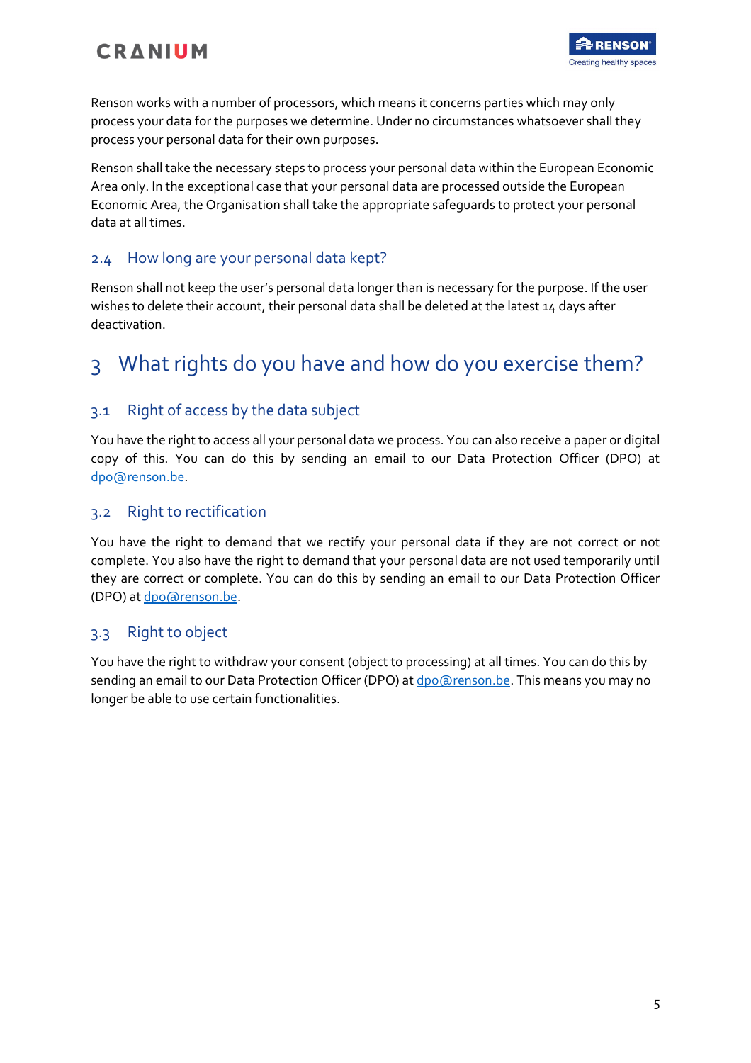Renson works with a number of processors, which means it concerns parties which may only process your data for the purposes we determine. Under no circumstances whatsoever shall they process your personal data for their own purposes.

Renson shall take the necessary steps to process your personal data within the European Economic Area only. In the exceptional case that your personal data are processed outside the European Economic Area, the Organisation shall take the appropriate safeguards to protect your personal data at all times.

## 2.4 How long are your personal data kept?

Renson shall not keep the user's personal data longer than is necessary for the purpose. If the user wishes to delete their account, their personal data shall be deleted at the latest 14 days after deactivation.

# 3 What rights do you have and how do you exercise them?

## 3.1 Right of access by the data subject

You have the right to access all your personal data we process. You can also receive a paper or digital copy of this. You can do this by sending an email to our Data Protection Officer (DPO) at dpo@renson.be.

## 3.2 Right to rectification

You have the right to demand that we rectify your personal data if they are not correct or not complete. You also have the right to demand that your personal data are not used temporarily until they are correct or complete. You can do this by sending an email to our Data Protection Officer (DPO) at dpo@renson.be.

## 3.3 Right to object

You have the right to withdraw your consent (object to processing) at all times. You can do this by sending an email to our Data Protection Officer (DPO) at dpo@renson.be. This means you may no longer be able to use certain functionalities.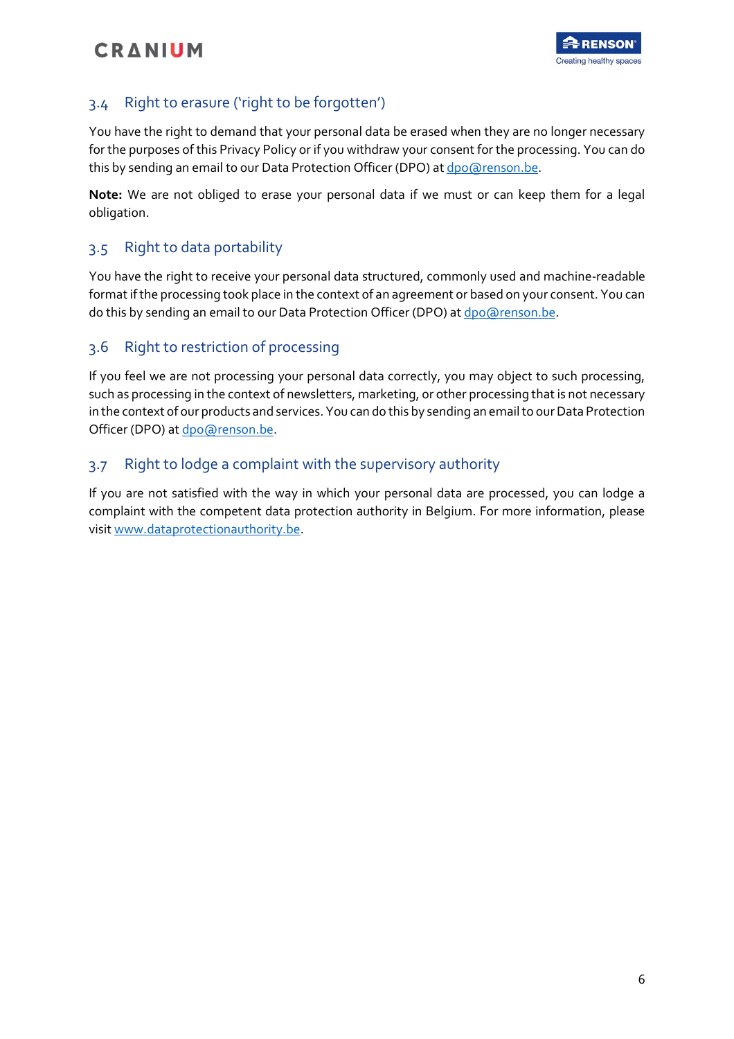## 3.4 Right to erasure ('right to be forgotten')

You have the right to demand that your personal data be erased when they are no longer necessary for the purposes of this Privacy Policy or if you withdraw your consent for the processing. You can do this by sending an email to our Data Protection Officer (DPO) at dpo@renson.be.

**Note:** We are not obliged to erase your personal data if we must or can keep them for a legal obligation.

## 3.5 Right to data portability

You have the right to receive your personal data structured, commonly used and machine-readable format if the processing took place in the context of an agreement or based on your consent. You can do this by sending an email to our Data Protection Officer (DPO) at dpo@renson.be.

## 3.6 Right to restriction of processing

If you feel we are not processing your personal data correctly, you may object to such processing, such as processing in the context of newsletters, marketing, or other processing that is not necessary in the context of our products and services. You can do this by sending an email to our Data Protection Officer (DPO) at dpo@renson.be.

## 3.7 Right to lodge a complaint with the supervisory authority

If you are not satisfied with the way in which your personal data are processed, you can lodge a complaint with the competent data protection authority in Belgium. For more information, please visit www.dataprotectionauthority.be.